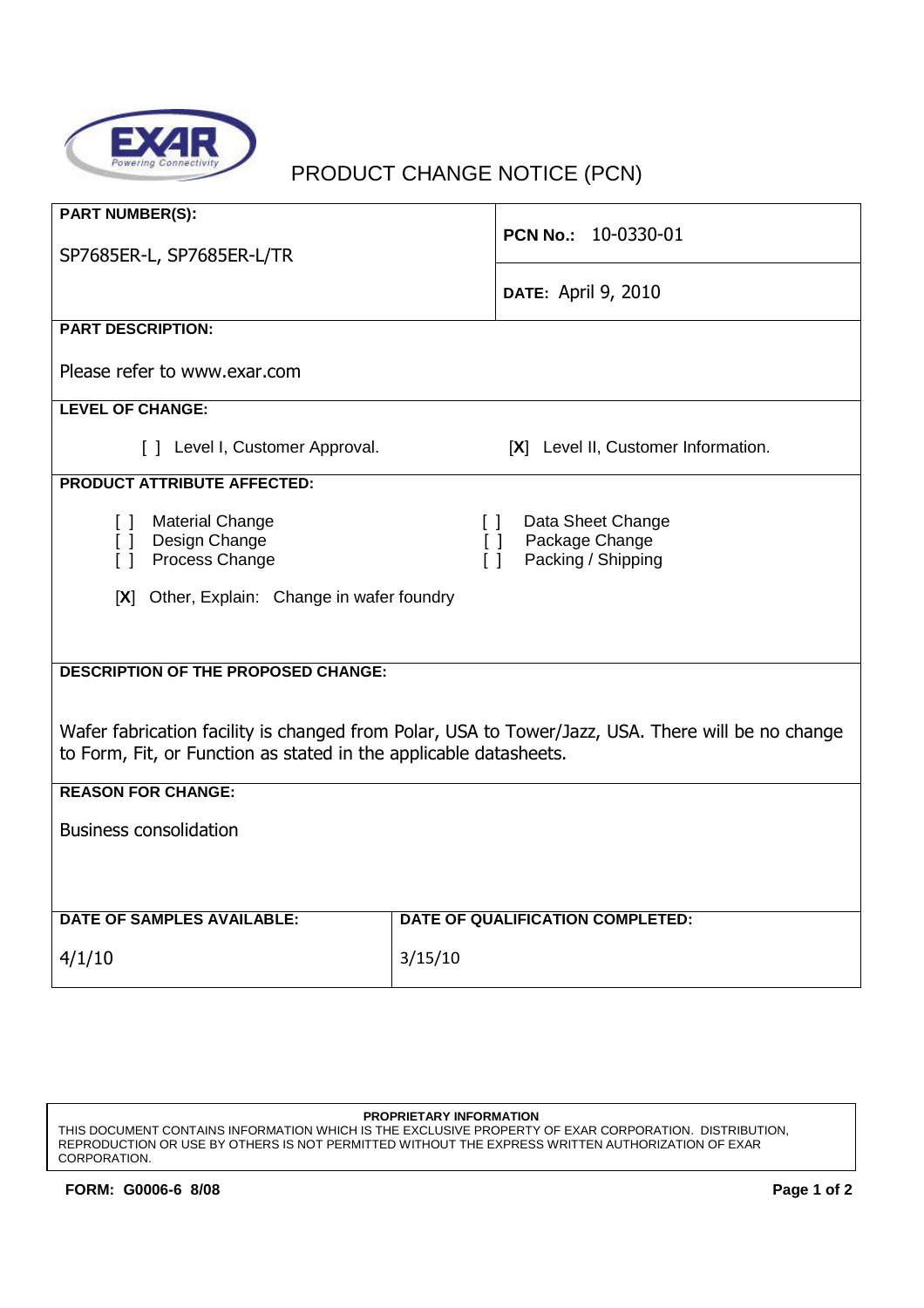# PRODUCT CHANGE NOTICE (PCN)

**PART NUMBER(S):**

SP7685ER-L, SP7685ER-L/TR

**PCN No.:** 10-0330-01

**DATE:** April 9, 2010

**PART DESCRIPTION:**

Please refer to www.exar.com

**LEVEL OF CHANGE:**

[ ] Level I, Customer Approval.     [X] Level II, Customer Information.

**PRODUCT ATTRIBUTE AFFECTED:**

- [ ] Material Change
- [ ] Design Change
- [ ] Process Change
- [ ] Data Sheet Change
- [ ] Package Change
- [ ] Packing / Shipping

[**X**] Other, Explain: Change in wafer foundry

**DESCRIPTION OF THE PROPOSED CHANGE:**

Wafer fabrication facility is changed from Polar, USA to Tower/Jazz, USA. There will be no change to Form, Fit, or Function as stated in the applicable datasheets.

**REASON FOR CHANGE:**

Business consolidation

| DATE OF SAMPLES AVAILABLE: | DATE OF QUALIFICATION COMPLETED: |
| --- | --- |
| 4/1/10 | 3/15/10 |

**PROPRIETARY INFORMATION**

THIS DOCUMENT CONTAINS INFORMATION WHICH IS THE EXCLUSIVE PROPERTY OF EXAR CORPORATION. DISTRIBUTION, REPRODUCTION OR USE BY OTHERS IS NOT PERMITTED WITHOUT THE EXPRESS WRITTEN AUTHORIZATION OF EXAR CORPORATION.

**FORM: G0006-6 8/08**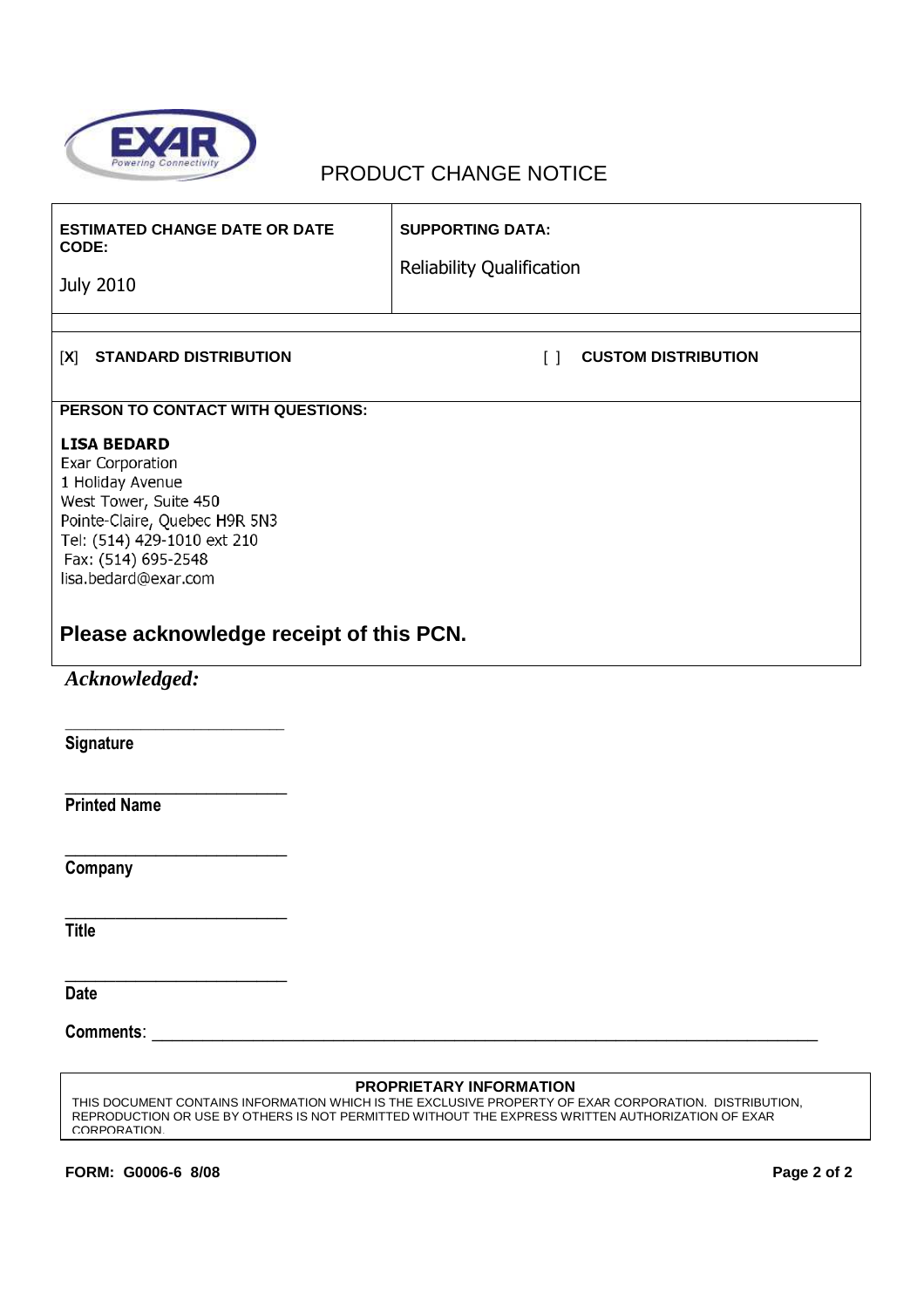# PRODUCT CHANGE NOTICE

| | |
|---|---|
| **ESTIMATED CHANGE DATE OR DATE CODE:**<br><br>July 2010 | **SUPPORTING DATA:**<br><br>Reliability Qualification |

[X] **STANDARD DISTRIBUTION** [ ] **CUSTOM DISTRIBUTION**

**PERSON TO CONTACT WITH QUESTIONS:**

**LISA BEDARD**
Exar Corporation
1 Holiday Avenue
West Tower, Suite 450
Pointe-Claire, Quebec H9R 5N3
Tel: (514) 429-1010 ext 210
Fax: (514) 695-2548
lisa.bedard@exar.com

## Please acknowledge receipt of this PCN.

***Acknowledged:***

___________________________
**Signature**

___________________________
**Printed Name**

___________________________
**Company**

___________________________
**Title**

___________________________
**Date**

**Comments**: ______________________________________________________________________________

**PROPRIETARY INFORMATION**
THIS DOCUMENT CONTAINS INFORMATION WHICH IS THE EXCLUSIVE PROPERTY OF EXAR CORPORATION. DISTRIBUTION, REPRODUCTION OR USE BY OTHERS IS NOT PERMITTED WITHOUT THE EXPRESS WRITTEN AUTHORIZATION OF EXAR CORPORATION.

**FORM: G0006-6 8/08**